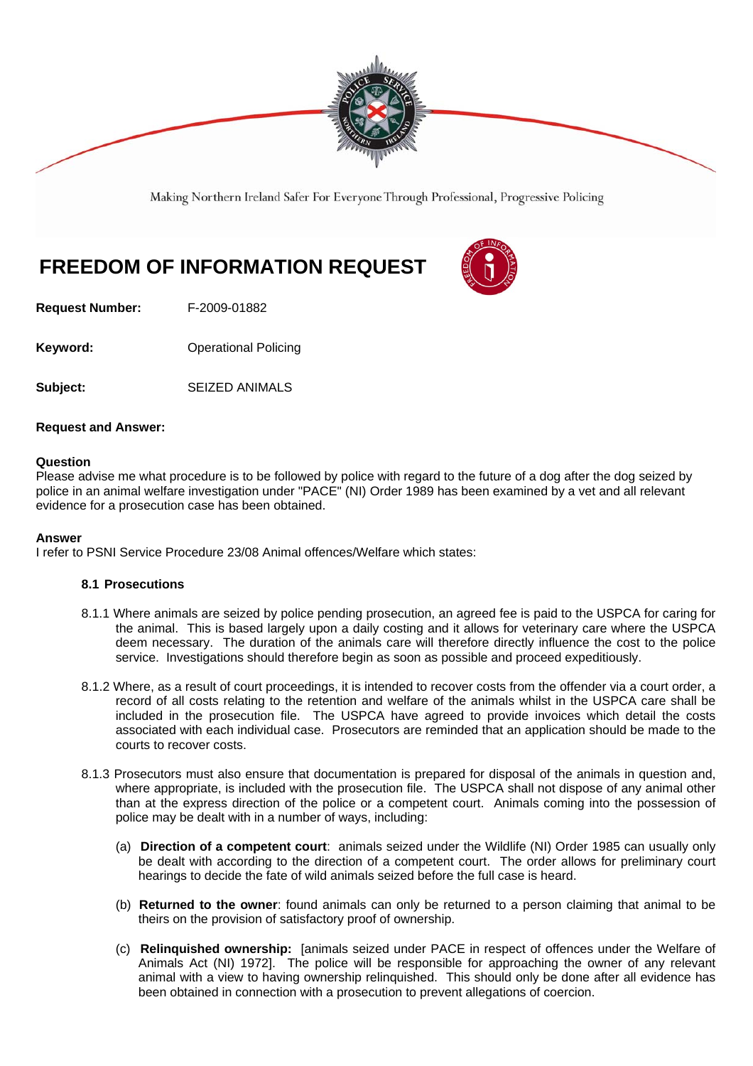Making Northern Ireland Safer For Everyone Through Professional, Progressive Policing

# FREEDOM OF INFORMATION REQUEST

**Request Number:** F-2009-01882

**Keyword:** Operational Policing

**Subject:** SEIZED ANIMALS

**Request and Answer:**

**Question**
Please advise me what procedure is to be followed by police with regard to the future of a dog after the dog seized by police in an animal welfare investigation under "PACE" (NI) Order 1989 has been examined by a vet and all relevant evidence for a prosecution case has been obtained.

**Answer**
I refer to PSNI Service Procedure 23/08 Animal offences/Welfare which states:

**8.1 Prosecutions**

8.1.1 Where animals are seized by police pending prosecution, an agreed fee is paid to the USPCA for caring for the animal. This is based largely upon a daily costing and it allows for veterinary care where the USPCA deem necessary. The duration of the animals care will therefore directly influence the cost to the police service. Investigations should therefore begin as soon as possible and proceed expeditiously.

8.1.2 Where, as a result of court proceedings, it is intended to recover costs from the offender via a court order, a record of all costs relating to the retention and welfare of the animals whilst in the USPCA care shall be included in the prosecution file. The USPCA have agreed to provide invoices which detail the costs associated with each individual case. Prosecutors are reminded that an application should be made to the courts to recover costs.

8.1.3 Prosecutors must also ensure that documentation is prepared for disposal of the animals in question and, where appropriate, is included with the prosecution file. The USPCA shall not dispose of any animal other than at the express direction of the police or a competent court. Animals coming into the possession of police may be dealt with in a number of ways, including:

(a) **Direction of a competent court**: animals seized under the Wildlife (NI) Order 1985 can usually only be dealt with according to the direction of a competent court. The order allows for preliminary court hearings to decide the fate of wild animals seized before the full case is heard.

(b) **Returned to the owner**: found animals can only be returned to a person claiming that animal to be theirs on the provision of satisfactory proof of ownership.

(c) **Relinquished ownership:** [animals seized under PACE in respect of offences under the Welfare of Animals Act (NI) 1972]. The police will be responsible for approaching the owner of any relevant animal with a view to having ownership relinquished. This should only be done after all evidence has been obtained in connection with a prosecution to prevent allegations of coercion.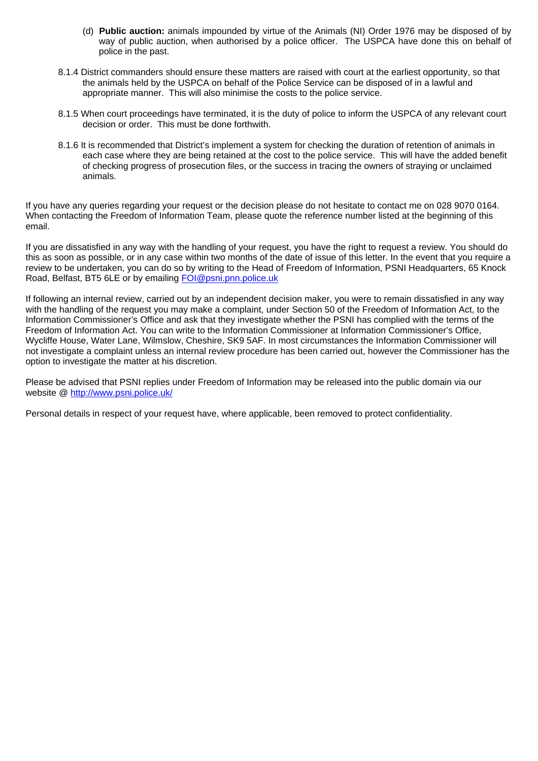(d) **Public auction:** animals impounded by virtue of the Animals (NI) Order 1976 may be disposed of by way of public auction, when authorised by a police officer. The USPCA have done this on behalf of police in the past.

8.1.4 District commanders should ensure these matters are raised with court at the earliest opportunity, so that the animals held by the USPCA on behalf of the Police Service can be disposed of in a lawful and appropriate manner. This will also minimise the costs to the police service.

8.1.5 When court proceedings have terminated, it is the duty of police to inform the USPCA of any relevant court decision or order. This must be done forthwith.

8.1.6 It is recommended that District's implement a system for checking the duration of retention of animals in each case where they are being retained at the cost to the police service. This will have the added benefit of checking progress of prosecution files, or the success in tracing the owners of straying or unclaimed animals.

If you have any queries regarding your request or the decision please do not hesitate to contact me on 028 9070 0164. When contacting the Freedom of Information Team, please quote the reference number listed at the beginning of this email.

If you are dissatisfied in any way with the handling of your request, you have the right to request a review. You should do this as soon as possible, or in any case within two months of the date of issue of this letter. In the event that you require a review to be undertaken, you can do so by writing to the Head of Freedom of Information, PSNI Headquarters, 65 Knock Road, Belfast, BT5 6LE or by emailing FOI@psni.pnn.police.uk

If following an internal review, carried out by an independent decision maker, you were to remain dissatisfied in any way with the handling of the request you may make a complaint, under Section 50 of the Freedom of Information Act, to the Information Commissioner's Office and ask that they investigate whether the PSNI has complied with the terms of the Freedom of Information Act. You can write to the Information Commissioner at Information Commissioner's Office, Wycliffe House, Water Lane, Wilmslow, Cheshire, SK9 5AF. In most circumstances the Information Commissioner will not investigate a complaint unless an internal review procedure has been carried out, however the Commissioner has the option to investigate the matter at his discretion.

Please be advised that PSNI replies under Freedom of Information may be released into the public domain via our website @ http://www.psni.police.uk/

Personal details in respect of your request have, where applicable, been removed to protect confidentiality.